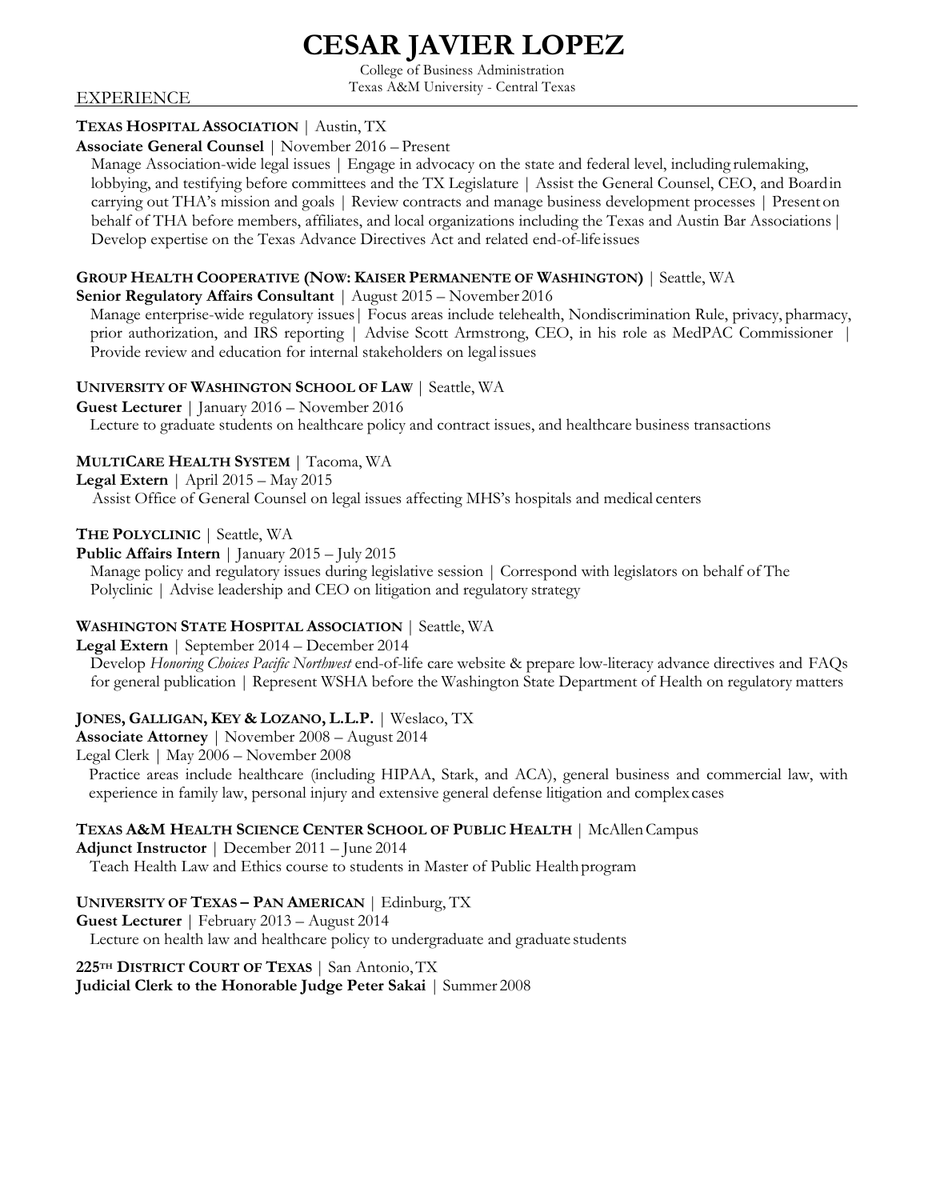# CESAR JAVIER LOPEZ

College of Business Administration
Texas A&M University - Central Texas

## EXPERIENCE

**TEXAS HOSPITAL ASSOCIATION** | Austin, TX
**Associate General Counsel** | November 2016 – Present
Manage Association-wide legal issues | Engage in advocacy on the state and federal level, including rulemaking, lobbying, and testifying before committees and the TX Legislature | Assist the General Counsel, CEO, and Board in carrying out THA's mission and goals | Review contracts and manage business development processes | Present on behalf of THA before members, affiliates, and local organizations including the Texas and Austin Bar Associations | Develop expertise on the Texas Advance Directives Act and related end-of-life issues

**GROUP HEALTH COOPERATIVE (NOW: KAISER PERMANENTE OF WASHINGTON)** | Seattle, WA
**Senior Regulatory Affairs Consultant** | August 2015 – November 2016
Manage enterprise-wide regulatory issues | Focus areas include telehealth, Nondiscrimination Rule, privacy, pharmacy, prior authorization, and IRS reporting | Advise Scott Armstrong, CEO, in his role as MedPAC Commissioner | Provide review and education for internal stakeholders on legal issues

**UNIVERSITY OF WASHINGTON SCHOOL OF LAW** | Seattle, WA
**Guest Lecturer** | January 2016 – November 2016
Lecture to graduate students on healthcare policy and contract issues, and healthcare business transactions

**MULTICARE HEALTH SYSTEM** | Tacoma, WA
**Legal Extern** | April 2015 – May 2015
Assist Office of General Counsel on legal issues affecting MHS's hospitals and medical centers

**THE POLYCLINIC** | Seattle, WA
**Public Affairs Intern** | January 2015 – July 2015
Manage policy and regulatory issues during legislative session | Correspond with legislators on behalf of The Polyclinic | Advise leadership and CEO on litigation and regulatory strategy

**WASHINGTON STATE HOSPITAL ASSOCIATION** | Seattle, WA
**Legal Extern** | September 2014 – December 2014
Develop *Honoring Choices Pacific Northwest* end-of-life care website & prepare low-literacy advance directives and FAQs for general publication | Represent WSHA before the Washington State Department of Health on regulatory matters

**JONES, GALLIGAN, KEY & LOZANO, L.L.P.** | Weslaco, TX
**Associate Attorney** | November 2008 – August 2014
Legal Clerk | May 2006 – November 2008
Practice areas include healthcare (including HIPAA, Stark, and ACA), general business and commercial law, with experience in family law, personal injury and extensive general defense litigation and complex cases

**TEXAS A&M HEALTH SCIENCE CENTER SCHOOL OF PUBLIC HEALTH** | McAllen Campus
**Adjunct Instructor** | December 2011 – June 2014
Teach Health Law and Ethics course to students in Master of Public Health program

**UNIVERSITY OF TEXAS – PAN AMERICAN** | Edinburg, TX
**Guest Lecturer** | February 2013 – August 2014
Lecture on health law and healthcare policy to undergraduate and graduate students

**225TH DISTRICT COURT OF TEXAS** | San Antonio, TX
**Judicial Clerk to the Honorable Judge Peter Sakai** | Summer 2008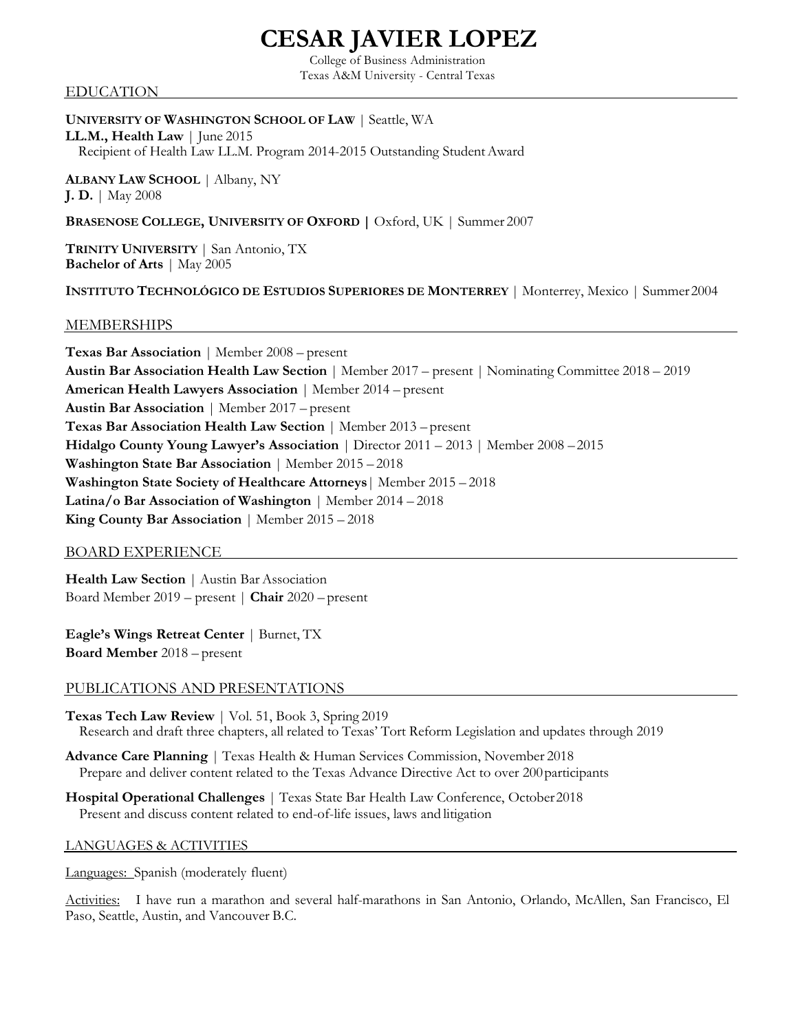# CESAR JAVIER LOPEZ

College of Business Administration
Texas A&M University - Central Texas

## EDUCATION

**UNIVERSITY OF WASHINGTON SCHOOL OF LAW** | Seattle, WA
**LL.M., Health Law** | June 2015
Recipient of Health Law LL.M. Program 2014-2015 Outstanding Student Award

**ALBANY LAW SCHOOL** | Albany, NY
**J. D.** | May 2008

**BRASENOSE COLLEGE, UNIVERSITY OF OXFORD** | Oxford, UK | Summer 2007

**TRINITY UNIVERSITY** | San Antonio, TX
**Bachelor of Arts** | May 2005

**INSTITUTO TECHNOLÓGICO DE ESTUDIOS SUPERIORES DE MONTERREY** | Monterrey, Mexico | Summer 2004

## MEMBERSHIPS

**Texas Bar Association** | Member 2008 – present
**Austin Bar Association Health Law Section** | Member 2017 – present | Nominating Committee 2018 – 2019
**American Health Lawyers Association** | Member 2014 – present
**Austin Bar Association** | Member 2017 – present
**Texas Bar Association Health Law Section** | Member 2013 – present
**Hidalgo County Young Lawyer's Association** | Director 2011 – 2013 | Member 2008 – 2015
**Washington State Bar Association** | Member 2015 – 2018
**Washington State Society of Healthcare Attorneys** | Member 2015 – 2018
**Latina/o Bar Association of Washington** | Member 2014 – 2018
**King County Bar Association** | Member 2015 – 2018

## BOARD EXPERIENCE

**Health Law Section** | Austin Bar Association
Board Member 2019 – present | **Chair** 2020 – present

**Eagle's Wings Retreat Center** | Burnet, TX
**Board Member** 2018 – present

## PUBLICATIONS AND PRESENTATIONS

**Texas Tech Law Review** | Vol. 51, Book 3, Spring 2019
Research and draft three chapters, all related to Texas' Tort Reform Legislation and updates through 2019

**Advance Care Planning** | Texas Health & Human Services Commission, November 2018
Prepare and deliver content related to the Texas Advance Directive Act to over 200 participants

**Hospital Operational Challenges** | Texas State Bar Health Law Conference, October 2018
Present and discuss content related to end-of-life issues, laws and litigation

## LANGUAGES & ACTIVITIES

Languages: Spanish (moderately fluent)

Activities: I have run a marathon and several half-marathons in San Antonio, Orlando, McAllen, San Francisco, El Paso, Seattle, Austin, and Vancouver B.C.